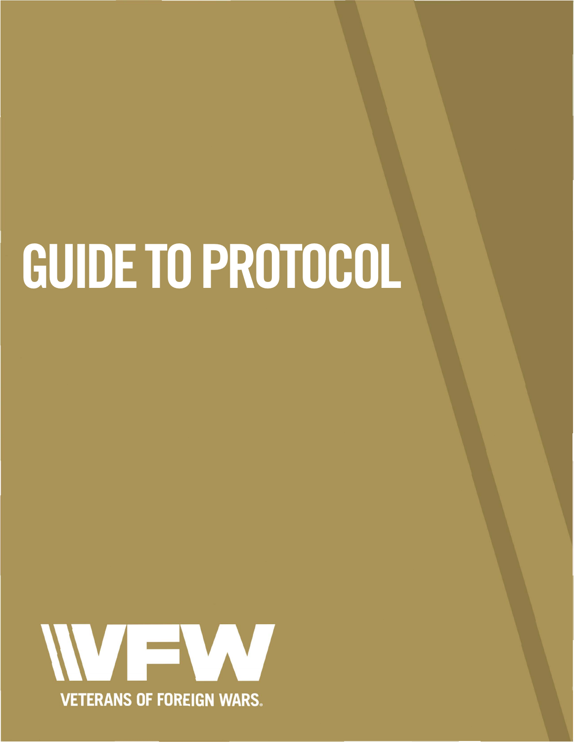# GUIDE TO PROTOCOL

VFW

VETERANS OF FOREIGN WARS®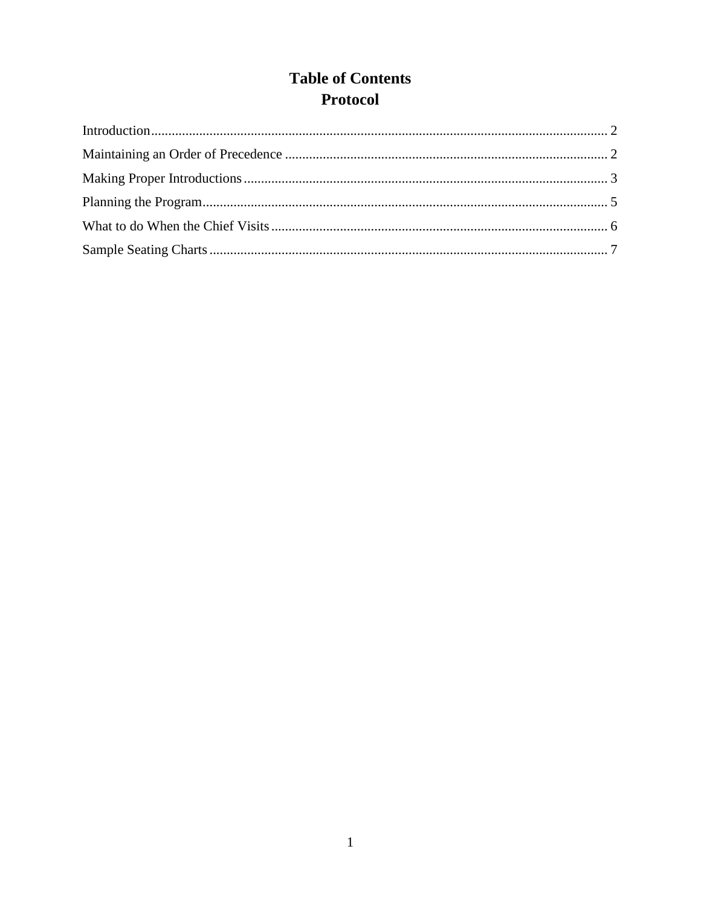# Table of Contents
# Protocol

Introduction.................................................................................................................................... 2

Maintaining an Order of Precedence ............................................................................................. 2

Making Proper Introductions......................................................................................................... 3

Planning the Program..................................................................................................................... 5

What to do When the Chief Visits................................................................................................. 6

Sample Seating Charts ................................................................................................................... 7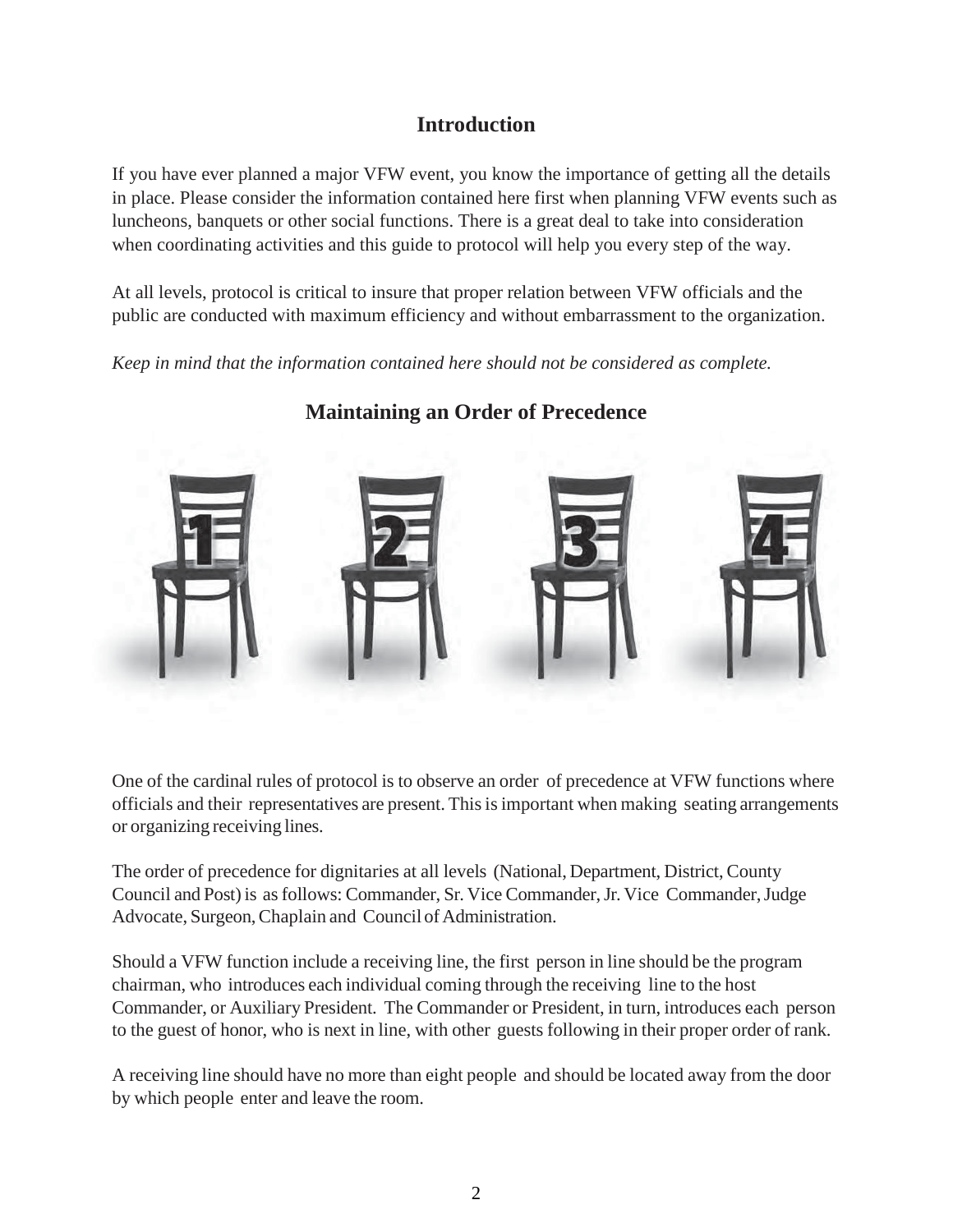## Introduction

If you have ever planned a major VFW event, you know the importance of getting all the details in place. Please consider the information contained here first when planning VFW events such as luncheons, banquets or other social functions. There is a great deal to take into consideration when coordinating activities and this guide to protocol will help you every step of the way.

At all levels, protocol is critical to insure that proper relation between VFW officials and the public are conducted with maximum efficiency and without embarrassment to the organization.

*Keep in mind that the information contained here should not be considered as complete.*

## Maintaining an Order of Precedence

One of the cardinal rules of protocol is to observe an order of precedence at VFW functions where officials and their representatives are present. This is important when making seating arrangements or organizing receiving lines.

The order of precedence for dignitaries at all levels (National, Department, District, County Council and Post) is as follows: Commander, Sr. Vice Commander, Jr. Vice Commander, Judge Advocate, Surgeon, Chaplain and Council of Administration.

Should a VFW function include a receiving line, the first person in line should be the program chairman, who introduces each individual coming through the receiving line to the host Commander, or Auxiliary President. The Commander or President, in turn, introduces each person to the guest of honor, who is next in line, with other guests following in their proper order of rank.

A receiving line should have no more than eight people and should be located away from the door by which people enter and leave the room.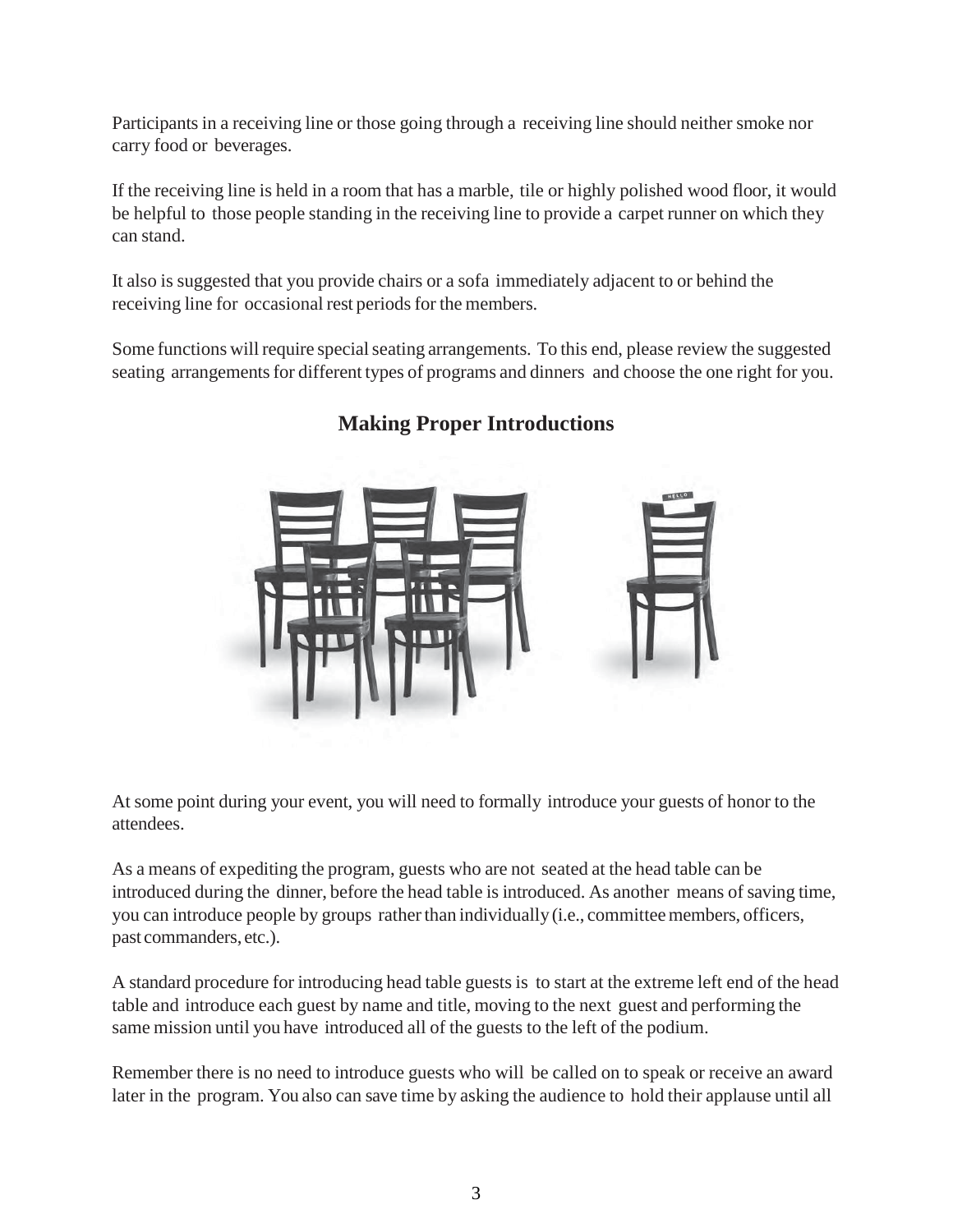Participants in a receiving line or those going through a receiving line should neither smoke nor carry food or beverages.

If the receiving line is held in a room that has a marble, tile or highly polished wood floor, it would be helpful to those people standing in the receiving line to provide a carpet runner on which they can stand.

It also is suggested that you provide chairs or a sofa immediately adjacent to or behind the receiving line for occasional rest periods for the members.

Some functions will require special seating arrangements. To this end, please review the suggested seating arrangements for different types of programs and dinners and choose the one right for you.

## Making Proper Introductions

At some point during your event, you will need to formally introduce your guests of honor to the attendees.

As a means of expediting the program, guests who are not seated at the head table can be introduced during the dinner, before the head table is introduced. As another means of saving time, you can introduce people by groups rather than individually (i.e., committee members, officers, past commanders, etc.).

A standard procedure for introducing head table guests is to start at the extreme left end of the head table and introduce each guest by name and title, moving to the next guest and performing the same mission until you have introduced all of the guests to the left of the podium.

Remember there is no need to introduce guests who will be called on to speak or receive an award later in the program. You also can save time by asking the audience to hold their applause until all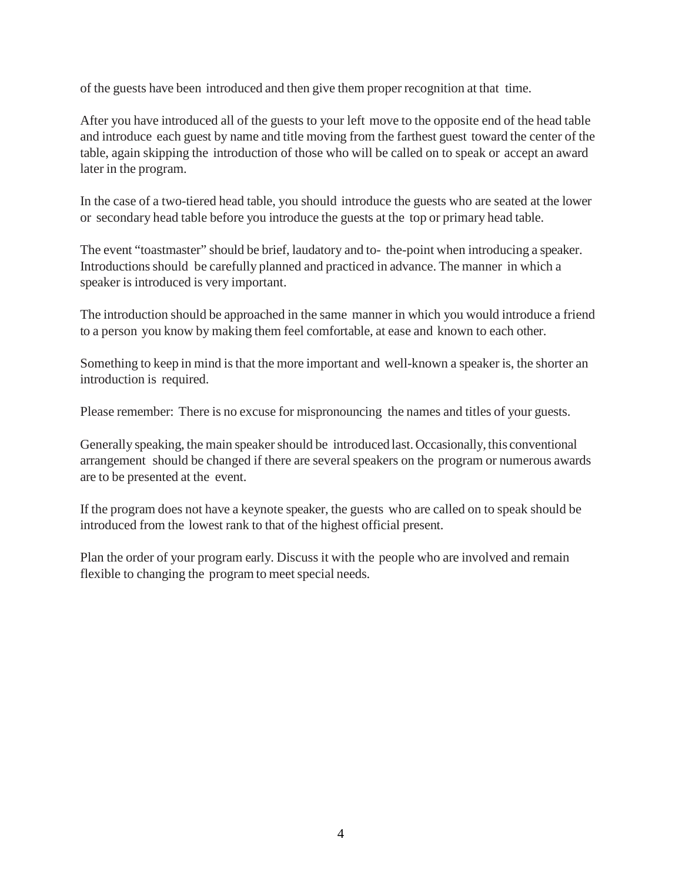of the guests have been introduced and then give them proper recognition at that time.

After you have introduced all of the guests to your left move to the opposite end of the head table and introduce each guest by name and title moving from the farthest guest toward the center of the table, again skipping the introduction of those who will be called on to speak or accept an award later in the program.

In the case of a two-tiered head table, you should introduce the guests who are seated at the lower or secondary head table before you introduce the guests at the top or primary head table.

The event "toastmaster" should be brief, laudatory and to- the-point when introducing a speaker. Introductions should be carefully planned and practiced in advance. The manner in which a speaker is introduced is very important.

The introduction should be approached in the same manner in which you would introduce a friend to a person you know by making them feel comfortable, at ease and known to each other.

Something to keep in mind is that the more important and well-known a speaker is, the shorter an introduction is required.

Please remember: There is no excuse for mispronouncing the names and titles of your guests.

Generally speaking, the main speaker should be introduced last. Occasionally, this conventional arrangement should be changed if there are several speakers on the program or numerous awards are to be presented at the event.

If the program does not have a keynote speaker, the guests who are called on to speak should be introduced from the lowest rank to that of the highest official present.

Plan the order of your program early. Discuss it with the people who are involved and remain flexible to changing the program to meet special needs.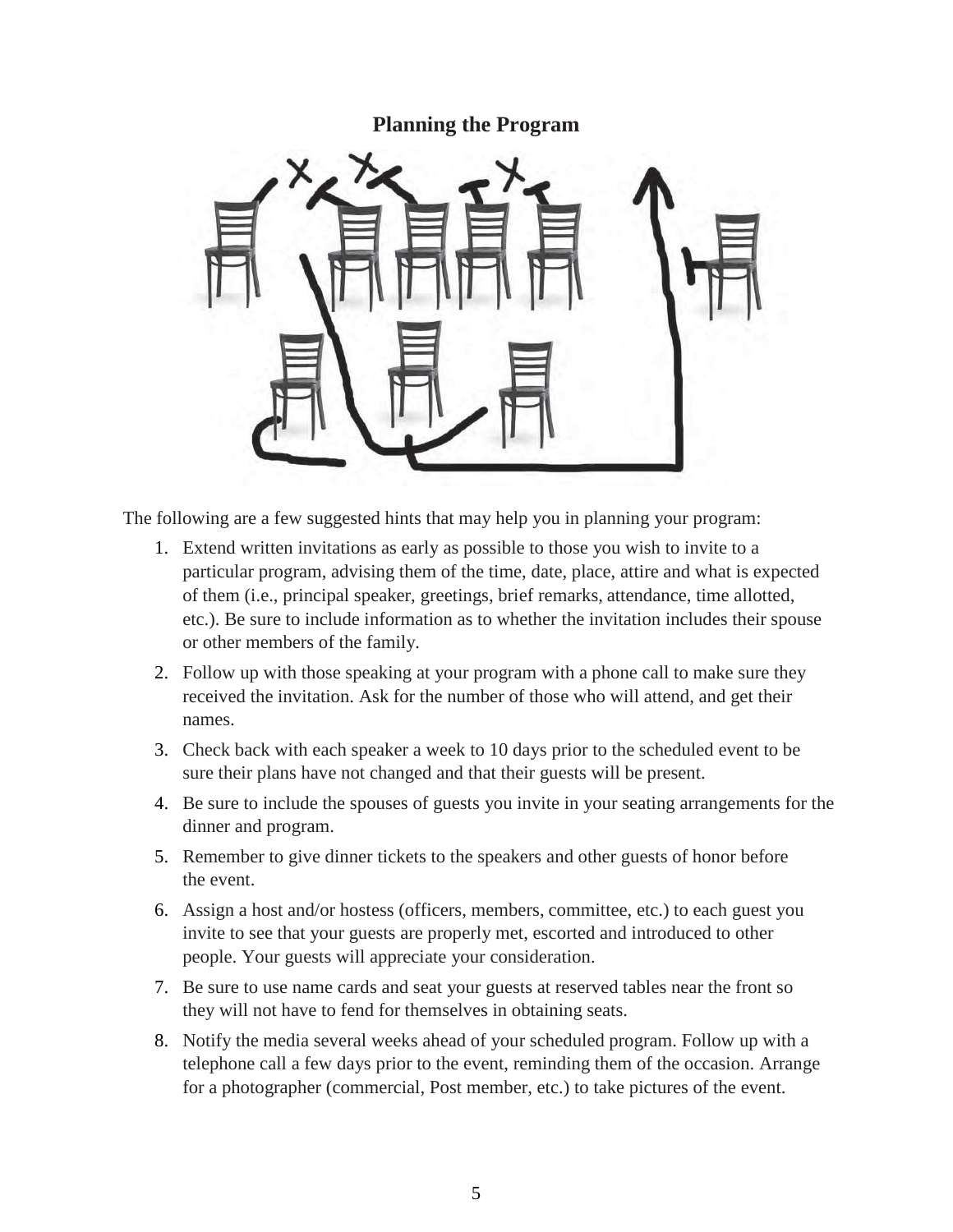## Planning the Program

The following are a few suggested hints that may help you in planning your program:

1. Extend written invitations as early as possible to those you wish to invite to a particular program, advising them of the time, date, place, attire and what is expected of them (i.e., principal speaker, greetings, brief remarks, attendance, time allotted, etc.). Be sure to include information as to whether the invitation includes their spouse or other members of the family.
2. Follow up with those speaking at your program with a phone call to make sure they received the invitation. Ask for the number of those who will attend, and get their names.
3. Check back with each speaker a week to 10 days prior to the scheduled event to be sure their plans have not changed and that their guests will be present.
4. Be sure to include the spouses of guests you invite in your seating arrangements for the dinner and program.
5. Remember to give dinner tickets to the speakers and other guests of honor before the event.
6. Assign a host and/or hostess (officers, members, committee, etc.) to each guest you invite to see that your guests are properly met, escorted and introduced to other people. Your guests will appreciate your consideration.
7. Be sure to use name cards and seat your guests at reserved tables near the front so they will not have to fend for themselves in obtaining seats.
8. Notify the media several weeks ahead of your scheduled program. Follow up with a telephone call a few days prior to the event, reminding them of the occasion. Arrange for a photographer (commercial, Post member, etc.) to take pictures of the event.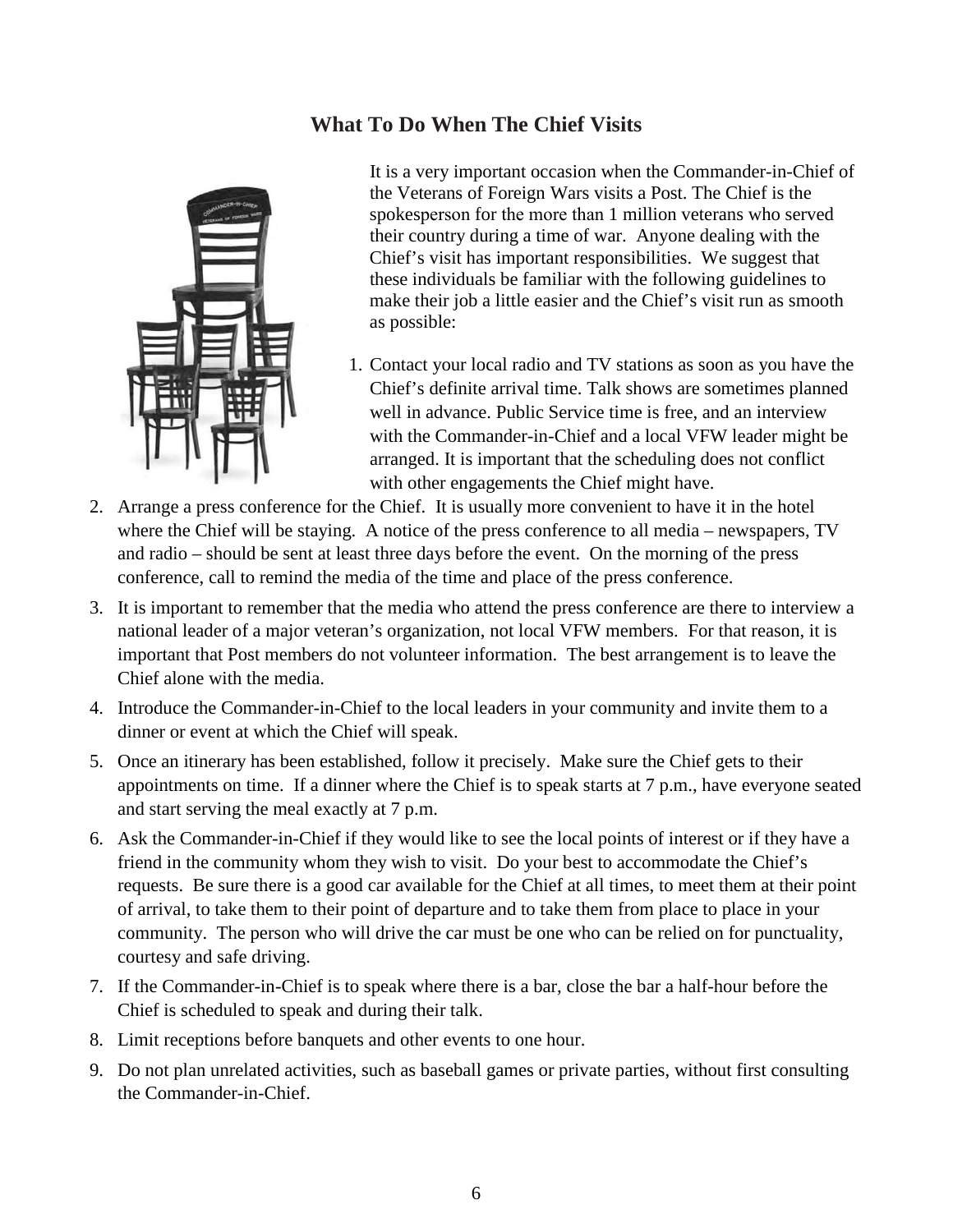## What To Do When The Chief Visits

It is a very important occasion when the Commander-in-Chief of the Veterans of Foreign Wars visits a Post. The Chief is the spokesperson for the more than 1 million veterans who served their country during a time of war. Anyone dealing with the Chief's visit has important responsibilities. We suggest that these individuals be familiar with the following guidelines to make their job a little easier and the Chief's visit run as smooth as possible:

1. Contact your local radio and TV stations as soon as you have the Chief's definite arrival time. Talk shows are sometimes planned well in advance. Public Service time is free, and an interview with the Commander-in-Chief and a local VFW leader might be arranged. It is important that the scheduling does not conflict with other engagements the Chief might have.
2. Arrange a press conference for the Chief. It is usually more convenient to have it in the hotel where the Chief will be staying. A notice of the press conference to all media – newspapers, TV and radio – should be sent at least three days before the event. On the morning of the press conference, call to remind the media of the time and place of the press conference.
3. It is important to remember that the media who attend the press conference are there to interview a national leader of a major veteran's organization, not local VFW members. For that reason, it is important that Post members do not volunteer information. The best arrangement is to leave the Chief alone with the media.
4. Introduce the Commander-in-Chief to the local leaders in your community and invite them to a dinner or event at which the Chief will speak.
5. Once an itinerary has been established, follow it precisely. Make sure the Chief gets to their appointments on time. If a dinner where the Chief is to speak starts at 7 p.m., have everyone seated and start serving the meal exactly at 7 p.m.
6. Ask the Commander-in-Chief if they would like to see the local points of interest or if they have a friend in the community whom they wish to visit. Do your best to accommodate the Chief's requests. Be sure there is a good car available for the Chief at all times, to meet them at their point of arrival, to take them to their point of departure and to take them from place to place in your community. The person who will drive the car must be one who can be relied on for punctuality, courtesy and safe driving.
7. If the Commander-in-Chief is to speak where there is a bar, close the bar a half-hour before the Chief is scheduled to speak and during their talk.
8. Limit receptions before banquets and other events to one hour.
9. Do not plan unrelated activities, such as baseball games or private parties, without first consulting the Commander-in-Chief.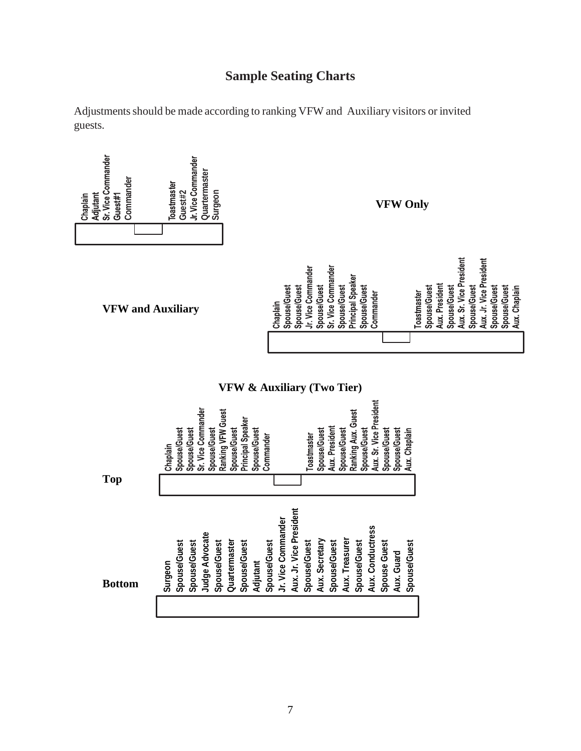# Sample Seating Charts

Adjustments should be made according to ranking VFW and Auxiliary visitors or invited guests.

## VFW Only

Chaplain
Adjutant
Sr. Vice Commander
Guest#1
Commander

Toastmaster
Guest#2
Jr. Vice Commander
Quartermaster
Surgeon

## VFW and Auxiliary

Chaplain
Spouse/Guest
Spouse/Guest
Jr. Vice Commander
Spouse/Guest
Sr. Vice Commander
Spouse/Guest
Principal Speaker
Spouse/Guest
Commander

Toastmaster
Spouse/Guest
Aux. President
Spouse/Guest
Aux. Sr. Vice President
Spouse/Guest
Aux. Jr. Vice President
Spouse/Guest
Spouse/Guest
Aux. Chaplain

## VFW & Auxiliary (Two Tier)

**Top**

Chaplain
Spouse/Guest
Spouse/Guest
Sr. Vice Commander
Spouse/Guest
Ranking VFW Guest
Spouse/Guest
Principal Speaker
Spouse/Guest
Commander

Toastmaster
Spouse/Guest
Aux. President
Spouse/Guest
Ranking Aux. Guest
Spouse/Guest
Aux. Sr. Vice President
Spouse/Guest
Spouse/Guest
Aux. Chaplain

**Bottom**

Surgeon
Spouse/Guest
Spouse/Guest
Judge Advocate
Spouse/Guest
Quartermaster
Spouse/Guest
Adjutant
Spouse/Guest
Jr. Vice Commander
Aux. Jr. Vice President
Spouse/Guest
Aux. Secretary
Spouse/Guest
Aux. Treasurer
Spouse/Guest
Aux. Conductress
Spouse Guest
Aux. Guard
Spouse/Guest